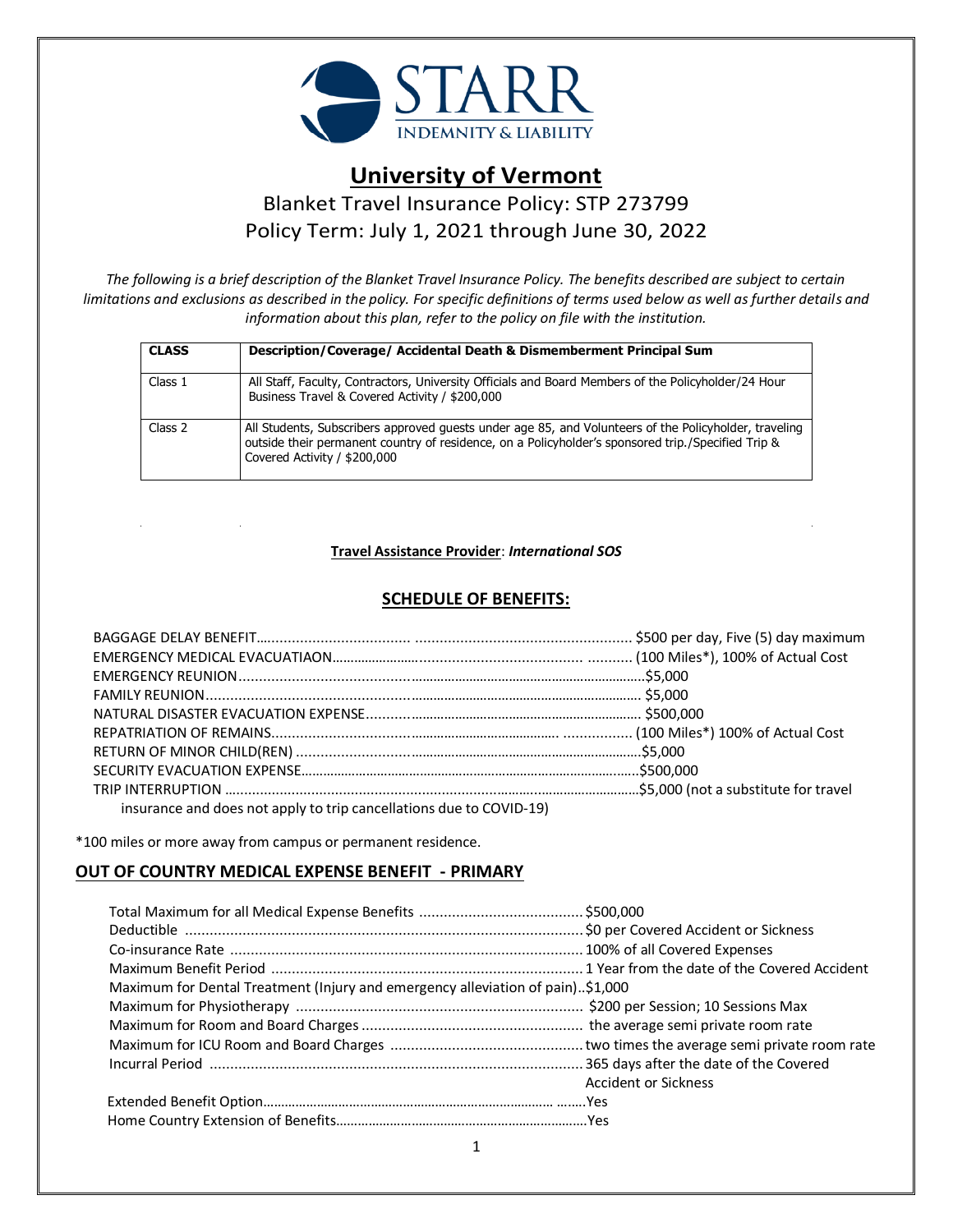# University of Vermont

## Blanket Travel Insurance Policy: STP 273799
## Policy Term: July 1, 2021 through June 30, 2022

*The following is a brief description of the Blanket Travel Insurance Policy. The benefits described are subject to certain limitations and exclusions as described in the policy. For specific definitions of terms used below as well as further details and information about this plan, refer to the policy on file with the institution.*

| CLASS | Description/Coverage/ Accidental Death & Dismemberment Principal Sum |
|---|---|
| Class 1 | All Staff, Faculty, Contractors, University Officials and Board Members of the Policyholder/24 Hour Business Travel & Covered Activity / $200,000 |
| Class 2 | All Students, Subscribers approved guests under age 85, and Volunteers of the Policyholder, traveling outside their permanent country of residence, on a Policyholder's sponsored trip./Specified Trip & Covered Activity / $200,000 |

**Travel Assistance Provider**: ***International SOS***

## SCHEDULE OF BENEFITS:

| Benefit | Amount |
|---|---|
| BAGGAGE DELAY BENEFIT | $500 per day, Five (5) day maximum |
| EMERGENCY MEDICAL EVACUATIAON | (100 Miles*), 100% of Actual Cost |
| EMERGENCY REUNION | $5,000 |
| FAMILY REUNION | $5,000 |
| NATURAL DISASTER EVACUATION EXPENSE | $500,000 |
| REPATRIATION OF REMAINS | (100 Miles*) 100% of Actual Cost |
| RETURN OF MINOR CHILD(REN) | $5,000 |
| SECURITY EVACUATION EXPENSE | $500,000 |
| TRIP INTERRUPTION | $5,000 (not a substitute for travel insurance and does not apply to trip cancellations due to COVID-19) |

*100 miles or more away from campus or permanent residence.

## OUT OF COUNTRY MEDICAL EXPENSE BENEFIT - PRIMARY

| Benefit | Amount |
|---|---|
| Total Maximum for all Medical Expense Benefits | $500,000 |
| Deductible | $0 per Covered Accident or Sickness |
| Co-insurance Rate | 100% of all Covered Expenses |
| Maximum Benefit Period | 1 Year from the date of the Covered Accident |
| Maximum for Dental Treatment (Injury and emergency alleviation of pain) | $1,000 |
| Maximum for Physiotherapy | $200 per Session; 10 Sessions Max |
| Maximum for Room and Board Charges | the average semi private room rate |
| Maximum for ICU Room and Board Charges | two times the average semi private room rate |
| Incurral Period | 365 days after the date of the Covered Accident or Sickness |
| Extended Benefit Option | Yes |
| Home Country Extension of Benefits | Yes |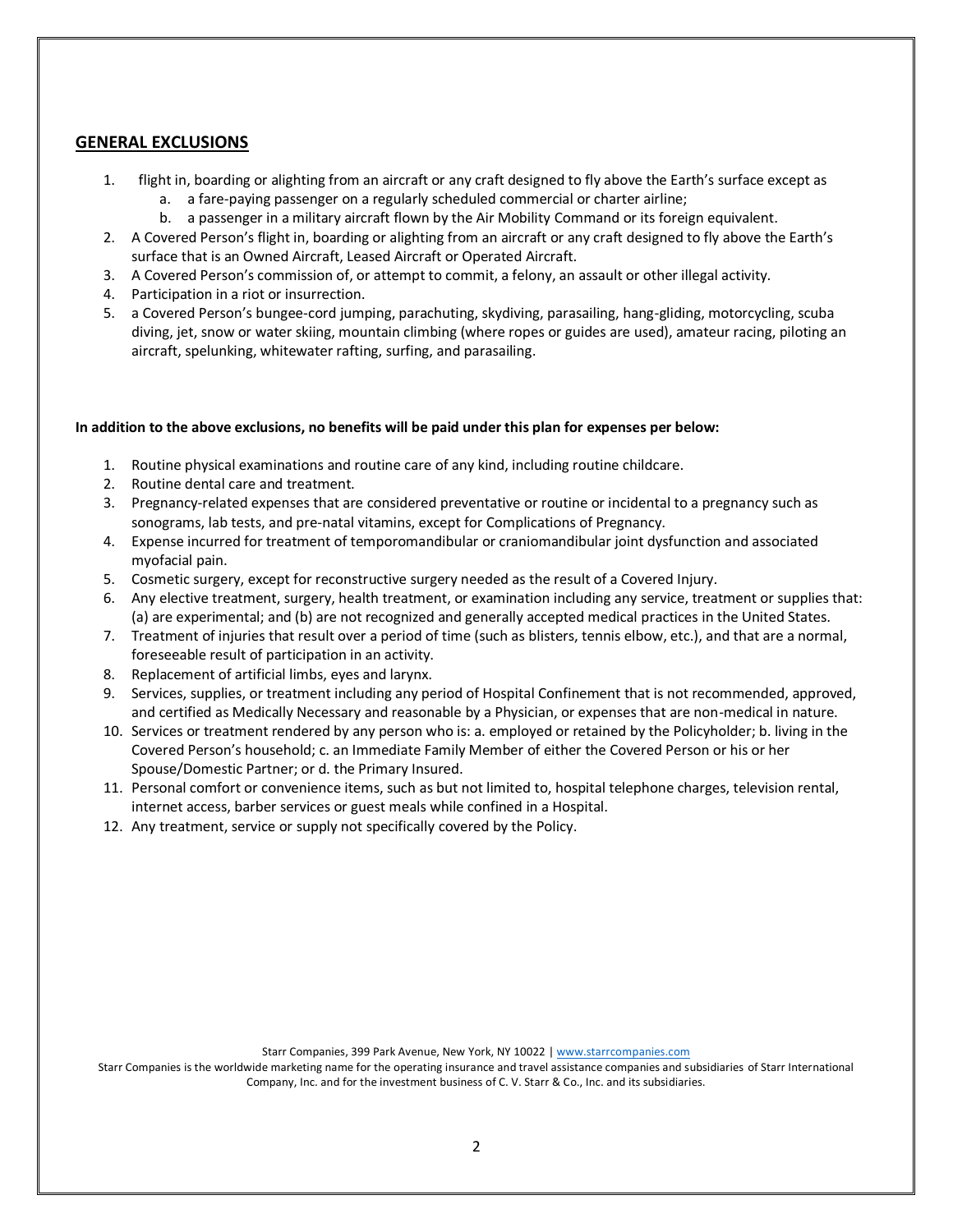## GENERAL EXCLUSIONS

1. flight in, boarding or alighting from an aircraft or any craft designed to fly above the Earth's surface except as
   a. a fare-paying passenger on a regularly scheduled commercial or charter airline;
   b. a passenger in a military aircraft flown by the Air Mobility Command or its foreign equivalent.
2. A Covered Person's flight in, boarding or alighting from an aircraft or any craft designed to fly above the Earth's surface that is an Owned Aircraft, Leased Aircraft or Operated Aircraft.
3. A Covered Person's commission of, or attempt to commit, a felony, an assault or other illegal activity.
4. Participation in a riot or insurrection.
5. a Covered Person's bungee-cord jumping, parachuting, skydiving, parasailing, hang-gliding, motorcycling, scuba diving, jet, snow or water skiing, mountain climbing (where ropes or guides are used), amateur racing, piloting an aircraft, spelunking, whitewater rafting, surfing, and parasailing.

**In addition to the above exclusions, no benefits will be paid under this plan for expenses per below:**

1. Routine physical examinations and routine care of any kind, including routine childcare.
2. Routine dental care and treatment.
3. Pregnancy-related expenses that are considered preventative or routine or incidental to a pregnancy such as sonograms, lab tests, and pre-natal vitamins, except for Complications of Pregnancy.
4. Expense incurred for treatment of temporomandibular or craniomandibular joint dysfunction and associated myofacial pain.
5. Cosmetic surgery, except for reconstructive surgery needed as the result of a Covered Injury.
6. Any elective treatment, surgery, health treatment, or examination including any service, treatment or supplies that: (a) are experimental; and (b) are not recognized and generally accepted medical practices in the United States.
7. Treatment of injuries that result over a period of time (such as blisters, tennis elbow, etc.), and that are a normal, foreseeable result of participation in an activity.
8. Replacement of artificial limbs, eyes and larynx.
9. Services, supplies, or treatment including any period of Hospital Confinement that is not recommended, approved, and certified as Medically Necessary and reasonable by a Physician, or expenses that are non-medical in nature.
10. Services or treatment rendered by any person who is: a. employed or retained by the Policyholder; b. living in the Covered Person's household; c. an Immediate Family Member of either the Covered Person or his or her Spouse/Domestic Partner; or d. the Primary Insured.
11. Personal comfort or convenience items, such as but not limited to, hospital telephone charges, television rental, internet access, barber services or guest meals while confined in a Hospital.
12. Any treatment, service or supply not specifically covered by the Policy.

Starr Companies, 399 Park Avenue, New York, NY 10022 | www.starrcompanies.com
Starr Companies is the worldwide marketing name for the operating insurance and travel assistance companies and subsidiaries of Starr International Company, Inc. and for the investment business of C. V. Starr & Co., Inc. and its subsidiaries.